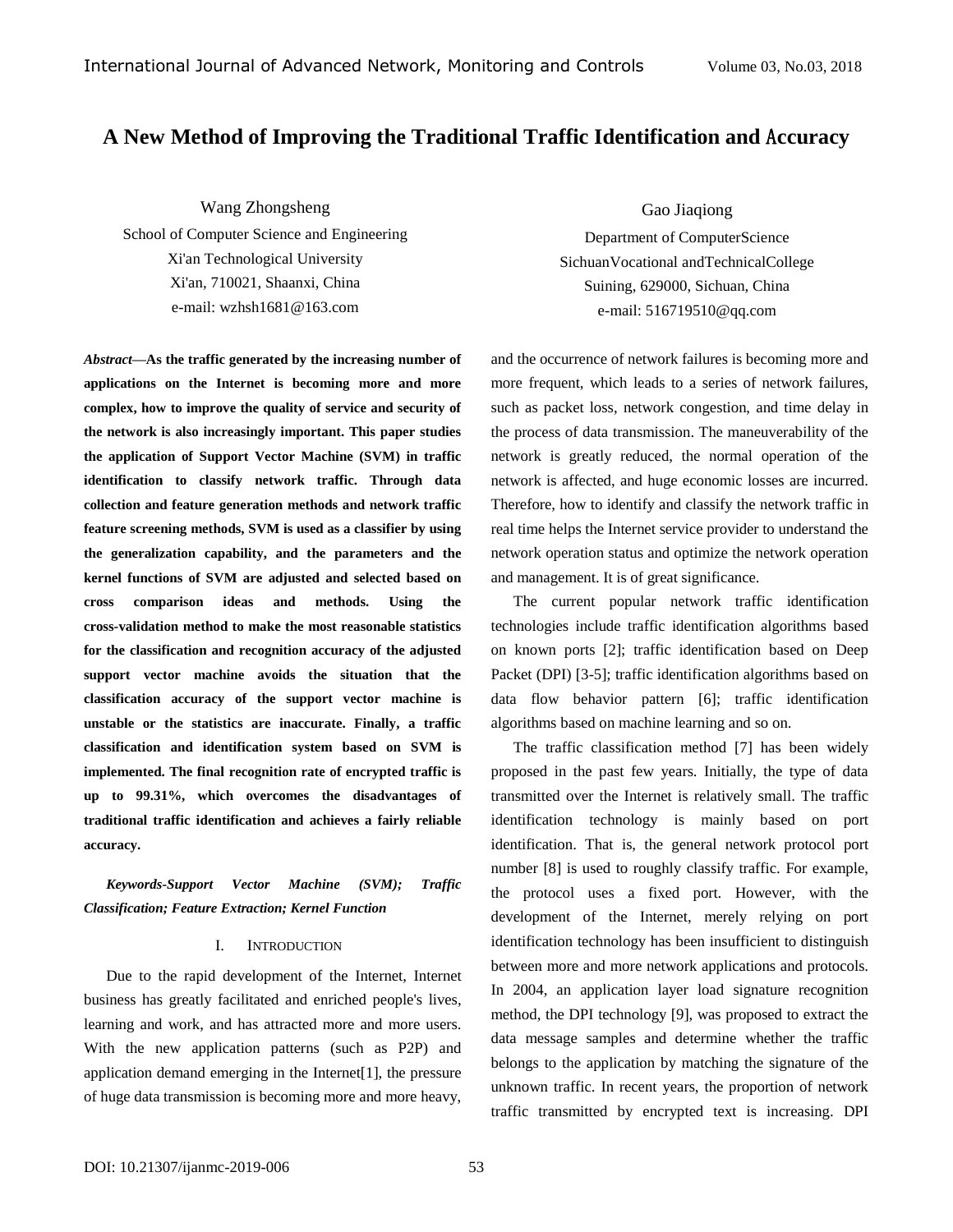# A New Method of Improving the Traditional Traffic Identification and Accuracy

Wang Zhongsheng
School of Computer Science and Engineering
Xi'an Technological University
Xi'an, 710021, Shaanxi, China
e-mail: wzhsh1681@163.com

Gao Jiaqiong
Department of ComputerScience
SichuanVocational andTechnicalCollege
Suining, 629000, Sichuan, China
e-mail: 516719510@qq.com

***Abstract*—As the traffic generated by the increasing number of applications on the Internet is becoming more and more complex, how to improve the quality of service and security of the network is also increasingly important. This paper studies the application of Support Vector Machine (SVM) in traffic identification to classify network traffic. Through data collection and feature generation methods and network traffic feature screening methods, SVM is used as a classifier by using the generalization capability, and the parameters and the kernel functions of SVM are adjusted and selected based on cross comparison ideas and methods. Using the cross-validation method to make the most reasonable statistics for the classification and recognition accuracy of the adjusted support vector machine avoids the situation that the classification accuracy of the support vector machine is unstable or the statistics are inaccurate. Finally, a traffic classification and identification system based on SVM is implemented. The final recognition rate of encrypted traffic is up to 99.31%, which overcomes the disadvantages of traditional traffic identification and achieves a fairly reliable accuracy.**

***Keywords-Support Vector Machine (SVM); Traffic Classification; Feature Extraction; Kernel Function***

## I. Introduction

Due to the rapid development of the Internet, Internet business has greatly facilitated and enriched people's lives, learning and work, and has attracted more and more users. With the new application patterns (such as P2P) and application demand emerging in the Internet[1], the pressure of huge data transmission is becoming more and more heavy, and the occurrence of network failures is becoming more and more frequent, which leads to a series of network failures, such as packet loss, network congestion, and time delay in the process of data transmission. The maneuverability of the network is greatly reduced, the normal operation of the network is affected, and huge economic losses are incurred. Therefore, how to identify and classify the network traffic in real time helps the Internet service provider to understand the network operation status and optimize the network operation and management. It is of great significance.

The current popular network traffic identification technologies include traffic identification algorithms based on known ports [2]; traffic identification based on Deep Packet (DPI) [3-5]; traffic identification algorithms based on data flow behavior pattern [6]; traffic identification algorithms based on machine learning and so on.

The traffic classification method [7] has been widely proposed in the past few years. Initially, the type of data transmitted over the Internet is relatively small. The traffic identification technology is mainly based on port identification. That is, the general network protocol port number [8] is used to roughly classify traffic. For example, the protocol uses a fixed port. However, with the development of the Internet, merely relying on port identification technology has been insufficient to distinguish between more and more network applications and protocols. In 2004, an application layer load signature recognition method, the DPI technology [9], was proposed to extract the data message samples and determine whether the traffic belongs to the application by matching the signature of the unknown traffic. In recent years, the proportion of network traffic transmitted by encrypted text is increasing. DPI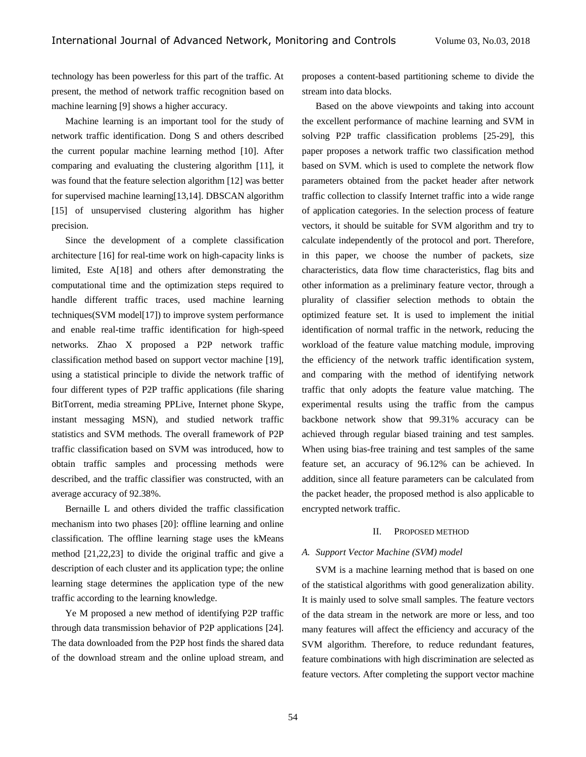technology has been powerless for this part of the traffic. At present, the method of network traffic recognition based on machine learning [9] shows a higher accuracy.

Machine learning is an important tool for the study of network traffic identification. Dong S and others described the current popular machine learning method [10]. After comparing and evaluating the clustering algorithm [11], it was found that the feature selection algorithm [12] was better for supervised machine learning[13,14]. DBSCAN algorithm [15] of unsupervised clustering algorithm has higher precision.

Since the development of a complete classification architecture [16] for real-time work on high-capacity links is limited, Este A[18] and others after demonstrating the computational time and the optimization steps required to handle different traffic traces, used machine learning techniques(SVM model[17]) to improve system performance and enable real-time traffic identification for high-speed networks. Zhao X proposed a P2P network traffic classification method based on support vector machine [19], using a statistical principle to divide the network traffic of four different types of P2P traffic applications (file sharing BitTorrent, media streaming PPLive, Internet phone Skype, instant messaging MSN), and studied network traffic statistics and SVM methods. The overall framework of P2P traffic classification based on SVM was introduced, how to obtain traffic samples and processing methods were described, and the traffic classifier was constructed, with an average accuracy of 92.38%.

Bernaille L and others divided the traffic classification mechanism into two phases [20]: offline learning and online classification. The offline learning stage uses the kMeans method [21,22,23] to divide the original traffic and give a description of each cluster and its application type; the online learning stage determines the application type of the new traffic according to the learning knowledge.

Ye M proposed a new method of identifying P2P traffic through data transmission behavior of P2P applications [24]. The data downloaded from the P2P host finds the shared data of the download stream and the online upload stream, and proposes a content-based partitioning scheme to divide the stream into data blocks.

Based on the above viewpoints and taking into account the excellent performance of machine learning and SVM in solving P2P traffic classification problems [25-29], this paper proposes a network traffic two classification method based on SVM. which is used to complete the network flow parameters obtained from the packet header after network traffic collection to classify Internet traffic into a wide range of application categories. In the selection process of feature vectors, it should be suitable for SVM algorithm and try to calculate independently of the protocol and port. Therefore, in this paper, we choose the number of packets, size characteristics, data flow time characteristics, flag bits and other information as a preliminary feature vector, through a plurality of classifier selection methods to obtain the optimized feature set. It is used to implement the initial identification of normal traffic in the network, reducing the workload of the feature value matching module, improving the efficiency of the network traffic identification system, and comparing with the method of identifying network traffic that only adopts the feature value matching. The experimental results using the traffic from the campus backbone network show that 99.31% accuracy can be achieved through regular biased training and test samples. When using bias-free training and test samples of the same feature set, an accuracy of 96.12% can be achieved. In addition, since all feature parameters can be calculated from the packet header, the proposed method is also applicable to encrypted network traffic.

## II. PROPOSED METHOD

### A. Support Vector Machine (SVM) model

SVM is a machine learning method that is based on one of the statistical algorithms with good generalization ability. It is mainly used to solve small samples. The feature vectors of the data stream in the network are more or less, and too many features will affect the efficiency and accuracy of the SVM algorithm. Therefore, to reduce redundant features, feature combinations with high discrimination are selected as feature vectors. After completing the support vector machine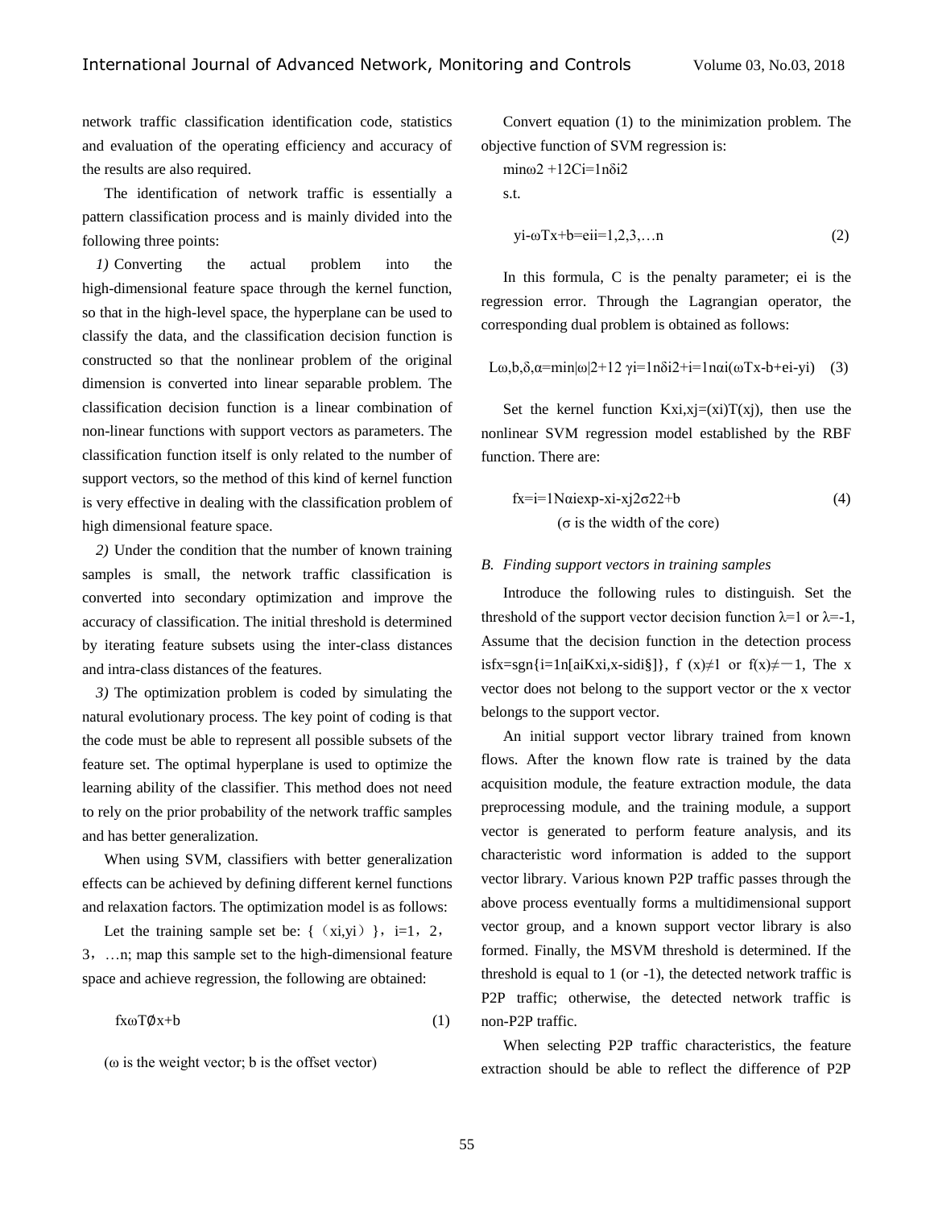network traffic classification identification code, statistics and evaluation of the operating efficiency and accuracy of the results are also required.

The identification of network traffic is essentially a pattern classification process and is mainly divided into the following three points:

*1)* Converting the actual problem into the high-dimensional feature space through the kernel function, so that in the high-level space, the hyperplane can be used to classify the data, and the classification decision function is constructed so that the nonlinear problem of the original dimension is converted into linear separable problem. The classification decision function is a linear combination of non-linear functions with support vectors as parameters. The classification function itself is only related to the number of support vectors, so the method of this kind of kernel function is very effective in dealing with the classification problem of high dimensional feature space.

*2)* Under the condition that the number of known training samples is small, the network traffic classification is converted into secondary optimization and improve the accuracy of classification. The initial threshold is determined by iterating feature subsets using the inter-class distances and intra-class distances of the features.

*3)* The optimization problem is coded by simulating the natural evolutionary process. The key point of coding is that the code must be able to represent all possible subsets of the feature set. The optimal hyperplane is used to optimize the learning ability of the classifier. This method does not need to rely on the prior probability of the network traffic samples and has better generalization.

When using SVM, classifiers with better generalization effects can be achieved by defining different kernel functions and relaxation factors. The optimization model is as follows:

Let the training sample set be: $\{(x_i,y_i)\}$, i=1，2，3，…n; map this sample set to the high-dimensional feature space and achieve regression, the following are obtained:

$$f(x) = \omega^T \emptyset(x) + b \tag{1}$$

($\omega$ is the weight vector; b is the offset vector)

Convert equation (1) to the minimization problem. The objective function of SVM regression is:

$$\min \|\omega\|^2 + \frac{1}{2} C \sum_{i=1}^{n} \delta_i^2$$

s.t.

$$y_i - \omega^T x + b = e_i \quad i = 1,2,3,\ldots n \tag{2}$$

In this formula, C is the penalty parameter; $e_i$ is the regression error. Through the Lagrangian operator, the corresponding dual problem is obtained as follows:

$$L(\omega,b,\delta,\alpha) = \min |\omega|^2 + \frac{1}{2}\gamma \sum_{i=1}^{n} \delta_i^2 + \sum_{i=1}^{n} \alpha_i(\omega^T x - b + e_i - y_i) \tag{3}$$

Set the kernel function $K(x_i,x_j) = (x_i)^T(x_j)$, then use the nonlinear SVM regression model established by the RBF function. There are:

$$f(x) = \sum_{i=1}^{N} \alpha_i \exp\left(-\frac{\|x_i - x_j\|^2}{2\sigma^2}\right) + b \tag{4}$$

($\sigma$ is the width of the core)

### *B. Finding support vectors in training samples*

Introduce the following rules to distinguish. Set the threshold of the support vector decision function $\lambda=1$ or $\lambda=-1$, Assume that the decision function in the detection process is $f(x) = \mathrm{sgn}\{\sum_{i=1}^{n}[a_i K(x_i,x) - s_i d_i \S]\}$, $f(x) \neq 1$ or $f(x) \neq -1$, The x vector does not belong to the support vector or the x vector belongs to the support vector.

An initial support vector library trained from known flows. After the known flow rate is trained by the data acquisition module, the feature extraction module, the data preprocessing module, and the training module, a support vector is generated to perform feature analysis, and its characteristic word information is added to the support vector library. Various known P2P traffic passes through the above process eventually forms a multidimensional support vector group, and a known support vector library is also formed. Finally, the MSVM threshold is determined. If the threshold is equal to 1 (or -1), the detected network traffic is P2P traffic; otherwise, the detected network traffic is non-P2P traffic.

When selecting P2P traffic characteristics, the feature extraction should be able to reflect the difference of P2P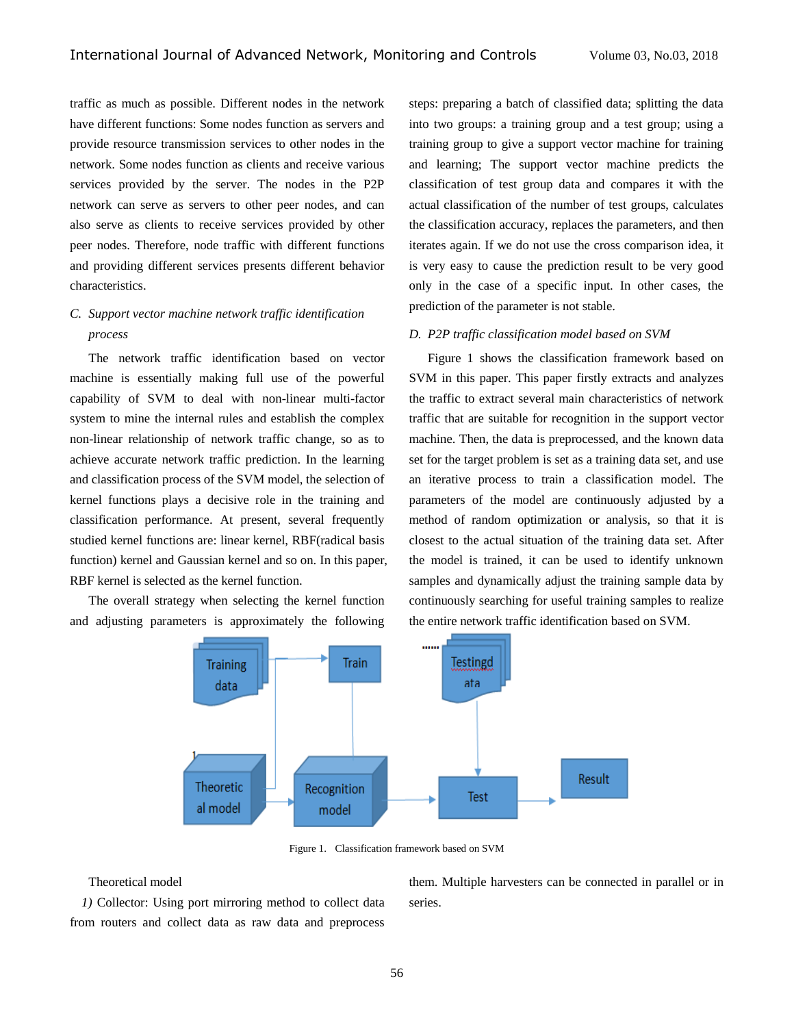traffic as much as possible. Different nodes in the network have different functions: Some nodes function as servers and provide resource transmission services to other nodes in the network. Some nodes function as clients and receive various services provided by the server. The nodes in the P2P network can serve as servers to other peer nodes, and can also serve as clients to receive services provided by other peer nodes. Therefore, node traffic with different functions and providing different services presents different behavior characteristics.

### C. *Support vector machine network traffic identification process*

The network traffic identification based on vector machine is essentially making full use of the powerful capability of SVM to deal with non-linear multi-factor system to mine the internal rules and establish the complex non-linear relationship of network traffic change, so as to achieve accurate network traffic prediction. In the learning and classification process of the SVM model, the selection of kernel functions plays a decisive role in the training and classification performance. At present, several frequently studied kernel functions are: linear kernel, RBF(radical basis function) kernel and Gaussian kernel and so on. In this paper, RBF kernel is selected as the kernel function.

The overall strategy when selecting the kernel function and adjusting parameters is approximately the following steps: preparing a batch of classified data; splitting the data into two groups: a training group and a test group; using a training group to give a support vector machine for training and learning; The support vector machine predicts the classification of test group data and compares it with the actual classification of the number of test groups, calculates the classification accuracy, replaces the parameters, and then iterates again. If we do not use the cross comparison idea, it is very easy to cause the prediction result to be very good only in the case of a specific input. In other cases, the prediction of the parameter is not stable.

### D. *P2P traffic classification model based on SVM*

Figure 1 shows the classification framework based on SVM in this paper. This paper firstly extracts and analyzes the traffic to extract several main characteristics of network traffic that are suitable for recognition in the support vector machine. Then, the data is preprocessed, and the known data set for the target problem is set as a training data set, and use an iterative process to train a classification model. The parameters of the model are continuously adjusted by a method of random optimization or analysis, so that it is closest to the actual situation of the training data set. After the model is trained, it can be used to identify unknown samples and dynamically adjust the training sample data by continuously searching for useful training samples to realize the entire network traffic identification based on SVM.

Figure 1. Classification framework based on SVM

Theoretical model

*1)* Collector: Using port mirroring method to collect data from routers and collect data as raw data and preprocess them. Multiple harvesters can be connected in parallel or in series.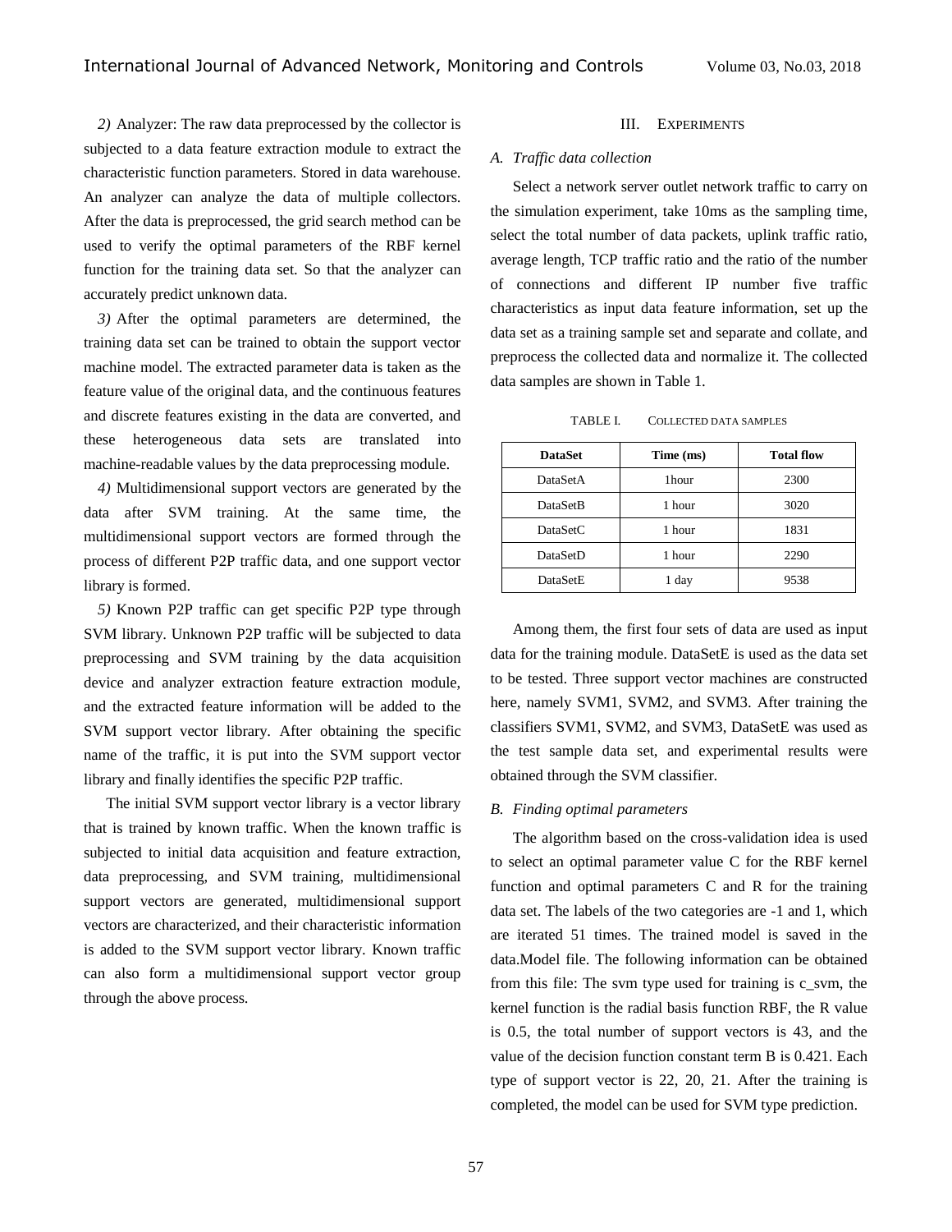*2)* Analyzer: The raw data preprocessed by the collector is subjected to a data feature extraction module to extract the characteristic function parameters. Stored in data warehouse. An analyzer can analyze the data of multiple collectors. After the data is preprocessed, the grid search method can be used to verify the optimal parameters of the RBF kernel function for the training data set. So that the analyzer can accurately predict unknown data.

*3)* After the optimal parameters are determined, the training data set can be trained to obtain the support vector machine model. The extracted parameter data is taken as the feature value of the original data, and the continuous features and discrete features existing in the data are converted, and these heterogeneous data sets are translated into machine-readable values by the data preprocessing module.

*4)* Multidimensional support vectors are generated by the data after SVM training. At the same time, the multidimensional support vectors are formed through the process of different P2P traffic data, and one support vector library is formed.

*5)* Known P2P traffic can get specific P2P type through SVM library. Unknown P2P traffic will be subjected to data preprocessing and SVM training by the data acquisition device and analyzer extraction feature extraction module, and the extracted feature information will be added to the SVM support vector library. After obtaining the specific name of the traffic, it is put into the SVM support vector library and finally identifies the specific P2P traffic.

The initial SVM support vector library is a vector library that is trained by known traffic. When the known traffic is subjected to initial data acquisition and feature extraction, data preprocessing, and SVM training, multidimensional support vectors are generated, multidimensional support vectors are characterized, and their characteristic information is added to the SVM support vector library. Known traffic can also form a multidimensional support vector group through the above process.

## III. EXPERIMENTS

### *A. Traffic data collection*

Select a network server outlet network traffic to carry on the simulation experiment, take 10ms as the sampling time, select the total number of data packets, uplink traffic ratio, average length, TCP traffic ratio and the ratio of the number of connections and different IP number five traffic characteristics as input data feature information, set up the data set as a training sample set and separate and collate, and preprocess the collected data and normalize it. The collected data samples are shown in Table 1.

TABLE I. COLLECTED DATA SAMPLES

| DataSet | Time (ms) | Total flow |
|---|---|---|
| DataSetA | 1hour | 2300 |
| DataSetB | 1 hour | 3020 |
| DataSetC | 1 hour | 1831 |
| DataSetD | 1 hour | 2290 |
| DataSetE | 1 day | 9538 |

Among them, the first four sets of data are used as input data for the training module. DataSetE is used as the data set to be tested. Three support vector machines are constructed here, namely SVM1, SVM2, and SVM3. After training the classifiers SVM1, SVM2, and SVM3, DataSetE was used as the test sample data set, and experimental results were obtained through the SVM classifier.

### *B. Finding optimal parameters*

The algorithm based on the cross-validation idea is used to select an optimal parameter value C for the RBF kernel function and optimal parameters C and R for the training data set. The labels of the two categories are -1 and 1, which are iterated 51 times. The trained model is saved in the data.Model file. The following information can be obtained from this file: The svm type used for training is c_svm, the kernel function is the radial basis function RBF, the R value is 0.5, the total number of support vectors is 43, and the value of the decision function constant term B is 0.421. Each type of support vector is 22, 20, 21. After the training is completed, the model can be used for SVM type prediction.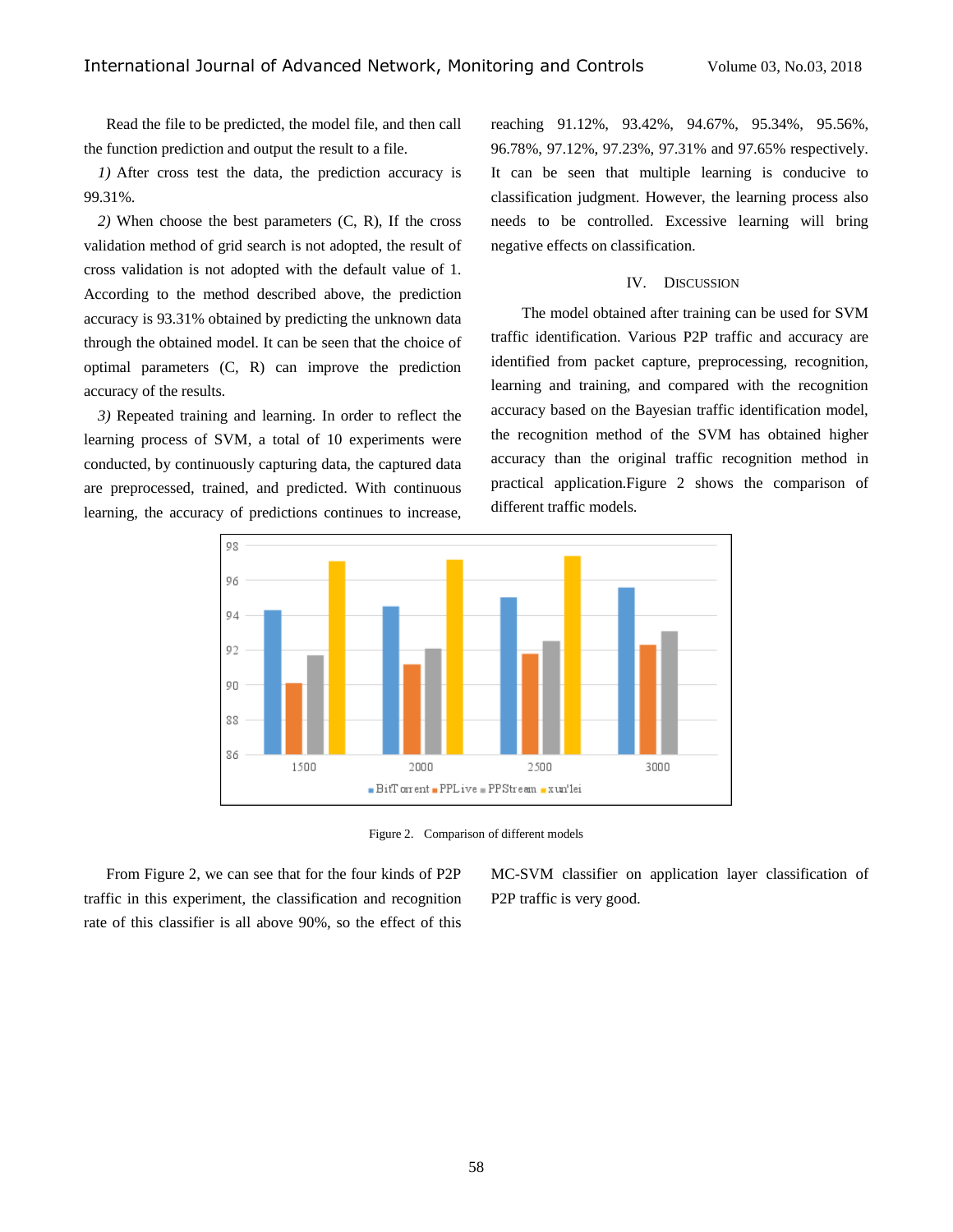Read the file to be predicted, the model file, and then call the function prediction and output the result to a file.

*1)* After cross test the data, the prediction accuracy is 99.31%.

*2)* When choose the best parameters (C, R), If the cross validation method of grid search is not adopted, the result of cross validation is not adopted with the default value of 1. According to the method described above, the prediction accuracy is 93.31% obtained by predicting the unknown data through the obtained model. It can be seen that the choice of optimal parameters (C, R) can improve the prediction accuracy of the results.

*3)* Repeated training and learning. In order to reflect the learning process of SVM, a total of 10 experiments were conducted, by continuously capturing data, the captured data are preprocessed, trained, and predicted. With continuous learning, the accuracy of predictions continues to increase, reaching 91.12%, 93.42%, 94.67%, 95.34%, 95.56%, 96.78%, 97.12%, 97.23%, 97.31% and 97.65% respectively. It can be seen that multiple learning is conducive to classification judgment. However, the learning process also needs to be controlled. Excessive learning will bring negative effects on classification.

## IV. Discussion

The model obtained after training can be used for SVM traffic identification. Various P2P traffic and accuracy are identified from packet capture, preprocessing, recognition, learning and training, and compared with the recognition accuracy based on the Bayesian traffic identification model, the recognition method of the SVM has obtained higher accuracy than the original traffic recognition method in practical application.Figure 2 shows the comparison of different traffic models.

Figure 2. Comparison of different models

From Figure 2, we can see that for the four kinds of P2P traffic in this experiment, the classification and recognition rate of this classifier is all above 90%, so the effect of this MC-SVM classifier on application layer classification of P2P traffic is very good.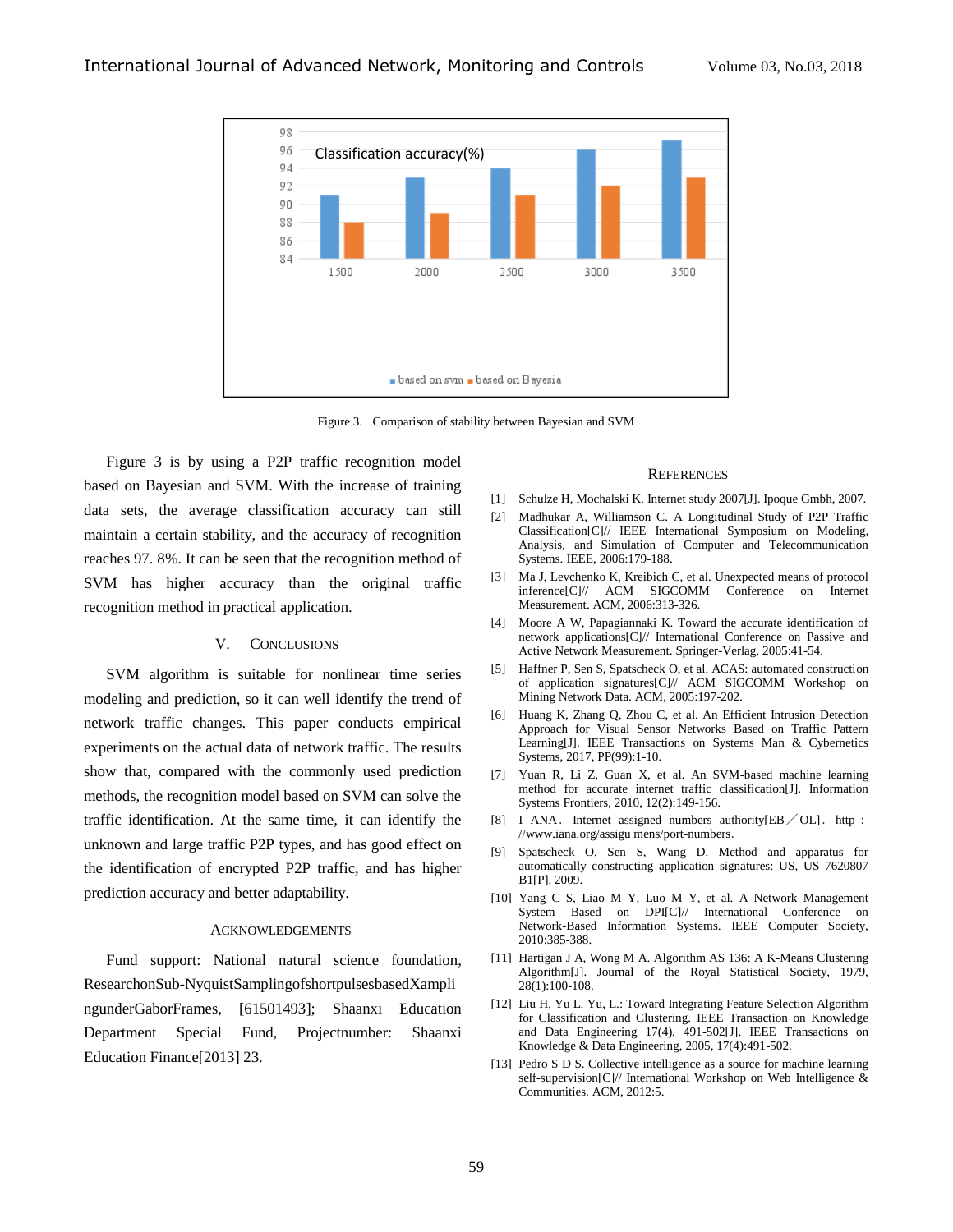Figure 3. Comparison of stability between Bayesian and SVM

Figure 3 is by using a P2P traffic recognition model based on Bayesian and SVM. With the increase of training data sets, the average classification accuracy can still maintain a certain stability, and the accuracy of recognition reaches 97. 8%. It can be seen that the recognition method of SVM has higher accuracy than the original traffic recognition method in practical application.

## V. CONCLUSIONS

SVM algorithm is suitable for nonlinear time series modeling and prediction, so it can well identify the trend of network traffic changes. This paper conducts empirical experiments on the actual data of network traffic. The results show that, compared with the commonly used prediction methods, the recognition model based on SVM can solve the traffic identification. At the same time, it can identify the unknown and large traffic P2P types, and has good effect on the identification of encrypted P2P traffic, and has higher prediction accuracy and better adaptability.

## ACKNOWLEDGEMENTS

Fund support: National natural science foundation, ResearchonSub-NyquistSamplingofshortpulsesbasedXamplingunderGaborFrames, [61501493]; Shaanxi Education Department Special Fund, Projectnumber: Shaanxi Education Finance[2013] 23.

## REFERENCES

[1] Schulze H, Mochalski K. Internet study 2007[J]. Ipoque Gmbh, 2007.

[2] Madhukar A, Williamson C. A Longitudinal Study of P2P Traffic Classification[C]// IEEE International Symposium on Modeling, Analysis, and Simulation of Computer and Telecommunication Systems. IEEE, 2006:179-188.

[3] Ma J, Levchenko K, Kreibich C, et al. Unexpected means of protocol inference[C]// ACM SIGCOMM Conference on Internet Measurement. ACM, 2006:313-326.

[4] Moore A W, Papagiannaki K. Toward the accurate identification of network applications[C]// International Conference on Passive and Active Network Measurement. Springer-Verlag, 2005:41-54.

[5] Haffner P, Sen S, Spatscheck O, et al. ACAS: automated construction of application signatures[C]// ACM SIGCOMM Workshop on Mining Network Data. ACM, 2005:197-202.

[6] Huang K, Zhang Q, Zhou C, et al. An Efficient Intrusion Detection Approach for Visual Sensor Networks Based on Traffic Pattern Learning[J]. IEEE Transactions on Systems Man & Cybernetics Systems, 2017, PP(99):1-10.

[7] Yuan R, Li Z, Guan X, et al. An SVM-based machine learning method for accurate internet traffic classification[J]. Information Systems Frontiers, 2010, 12(2):149-156.

[8] I ANA. Internet assigned numbers authority[EB／OL]. http : //www.iana.org/assigu mens/port-numbers.

[9] Spatscheck O, Sen S, Wang D. Method and apparatus for automatically constructing application signatures: US, US 7620807 B1[P]. 2009.

[10] Yang C S, Liao M Y, Luo M Y, et al. A Network Management System Based on DPI[C]// International Conference on Network-Based Information Systems. IEEE Computer Society, 2010:385-388.

[11] Hartigan J A, Wong M A. Algorithm AS 136: A K-Means Clustering Algorithm[J]. Journal of the Royal Statistical Society, 1979, 28(1):100-108.

[12] Liu H, Yu L. Yu, L.: Toward Integrating Feature Selection Algorithm for Classification and Clustering. IEEE Transaction on Knowledge and Data Engineering 17(4), 491-502[J]. IEEE Transactions on Knowledge & Data Engineering, 2005, 17(4):491-502.

[13] Pedro S D S. Collective intelligence as a source for machine learning self-supervision[C]// International Workshop on Web Intelligence & Communities. ACM, 2012:5.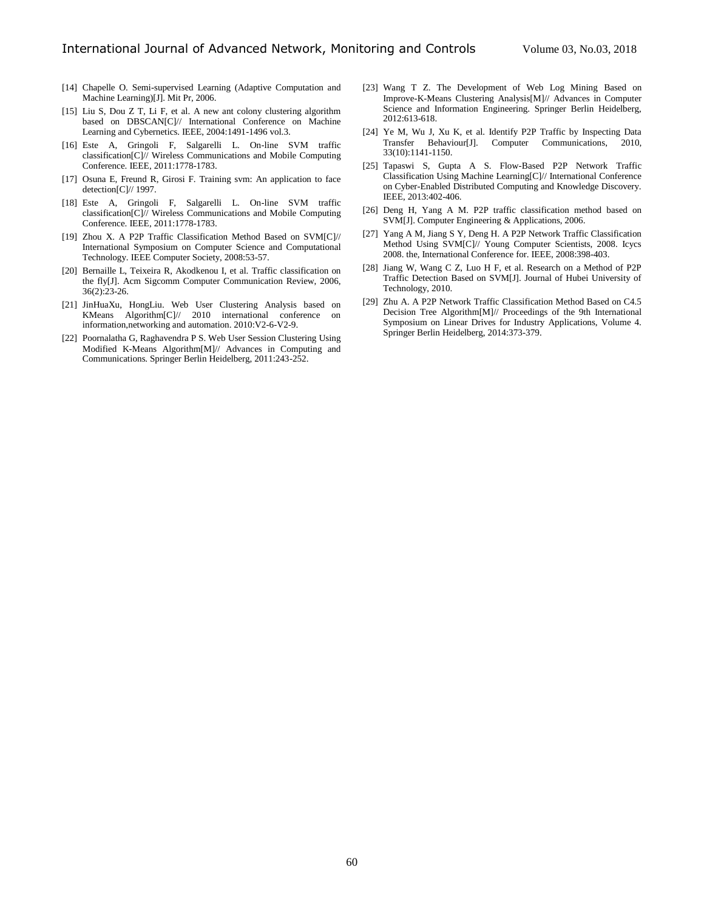[14] Chapelle O. Semi-supervised Learning (Adaptive Computation and Machine Learning)[J]. Mit Pr, 2006.

[15] Liu S, Dou Z T, Li F, et al. A new ant colony clustering algorithm based on DBSCAN[C]// International Conference on Machine Learning and Cybernetics. IEEE, 2004:1491-1496 vol.3.

[16] Este A, Gringoli F, Salgarelli L. On-line SVM traffic classification[C]// Wireless Communications and Mobile Computing Conference. IEEE, 2011:1778-1783.

[17] Osuna E, Freund R, Girosi F. Training svm: An application to face detection[C]// 1997.

[18] Este A, Gringoli F, Salgarelli L. On-line SVM traffic classification[C]// Wireless Communications and Mobile Computing Conference. IEEE, 2011:1778-1783.

[19] Zhou X. A P2P Traffic Classification Method Based on SVM[C]// International Symposium on Computer Science and Computational Technology. IEEE Computer Society, 2008:53-57.

[20] Bernaille L, Teixeira R, Akodkenou I, et al. Traffic classification on the fly[J]. Acm Sigcomm Computer Communication Review, 2006, 36(2):23-26.

[21] JinHuaXu, HongLiu. Web User Clustering Analysis based on KMeans Algorithm[C]// 2010 international conference on information,networking and automation. 2010:V2-6-V2-9.

[22] Poornalatha G, Raghavendra P S. Web User Session Clustering Using Modified K-Means Algorithm[M]// Advances in Computing and Communications. Springer Berlin Heidelberg, 2011:243-252.

[23] Wang T Z. The Development of Web Log Mining Based on Improve-K-Means Clustering Analysis[M]// Advances in Computer Science and Information Engineering. Springer Berlin Heidelberg, 2012:613-618.

[24] Ye M, Wu J, Xu K, et al. Identify P2P Traffic by Inspecting Data Transfer Behaviour[J]. Computer Communications, 2010, 33(10):1141-1150.

[25] Tapaswi S, Gupta A S. Flow-Based P2P Network Traffic Classification Using Machine Learning[C]// International Conference on Cyber-Enabled Distributed Computing and Knowledge Discovery. IEEE, 2013:402-406.

[26] Deng H, Yang A M. P2P traffic classification method based on SVM[J]. Computer Engineering & Applications, 2006.

[27] Yang A M, Jiang S Y, Deng H. A P2P Network Traffic Classification Method Using SVM[C]// Young Computer Scientists, 2008. Icycs 2008. the, International Conference for. IEEE, 2008:398-403.

[28] Jiang W, Wang C Z, Luo H F, et al. Research on a Method of P2P Traffic Detection Based on SVM[J]. Journal of Hubei University of Technology, 2010.

[29] Zhu A. A P2P Network Traffic Classification Method Based on C4.5 Decision Tree Algorithm[M]// Proceedings of the 9th International Symposium on Linear Drives for Industry Applications, Volume 4. Springer Berlin Heidelberg, 2014:373-379.